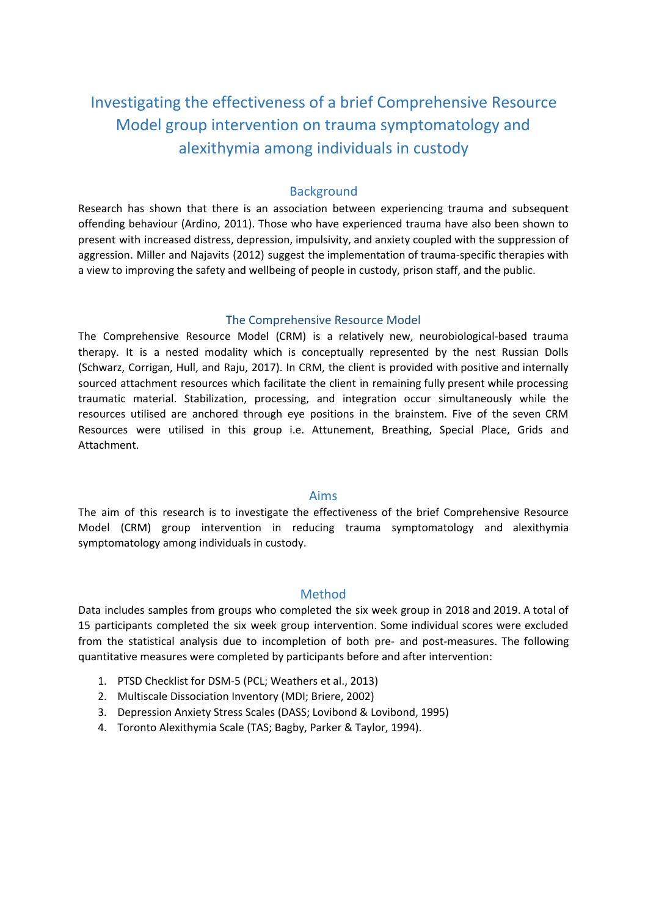# Investigating the effectiveness of a brief Comprehensive Resource Model group intervention on trauma symptomatology and alexithymia among individuals in custody

## Background

Research has shown that there is an association between experiencing trauma and subsequent offending behaviour (Ardino, 2011). Those who have experienced trauma have also been shown to present with increased distress, depression, impulsivity, and anxiety coupled with the suppression of aggression. Miller and Najavits (2012) suggest the implementation of trauma-specific therapies with a view to improving the safety and wellbeing of people in custody, prison staff, and the public.

## The Comprehensive Resource Model

The Comprehensive Resource Model (CRM) is a relatively new, neurobiological-based trauma therapy. It is a nested modality which is conceptually represented by the nest Russian Dolls (Schwarz, Corrigan, Hull, and Raju, 2017). In CRM, the client is provided with positive and internally sourced attachment resources which facilitate the client in remaining fully present while processing traumatic material. Stabilization, processing, and integration occur simultaneously while the resources utilised are anchored through eye positions in the brainstem. Five of the seven CRM Resources were utilised in this group i.e. Attunement, Breathing, Special Place, Grids and Attachment.

## Aims

The aim of this research is to investigate the effectiveness of the brief Comprehensive Resource Model (CRM) group intervention in reducing trauma symptomatology and alexithymia symptomatology among individuals in custody.

## Method

Data includes samples from groups who completed the six week group in 2018 and 2019. A total of 15 participants completed the six week group intervention. Some individual scores were excluded from the statistical analysis due to incompletion of both pre- and post-measures. The following quantitative measures were completed by participants before and after intervention:

1. PTSD Checklist for DSM-5 (PCL; Weathers et al., 2013)
2. Multiscale Dissociation Inventory (MDI; Briere, 2002)
3. Depression Anxiety Stress Scales (DASS; Lovibond & Lovibond, 1995)
4. Toronto Alexithymia Scale (TAS; Bagby, Parker & Taylor, 1994).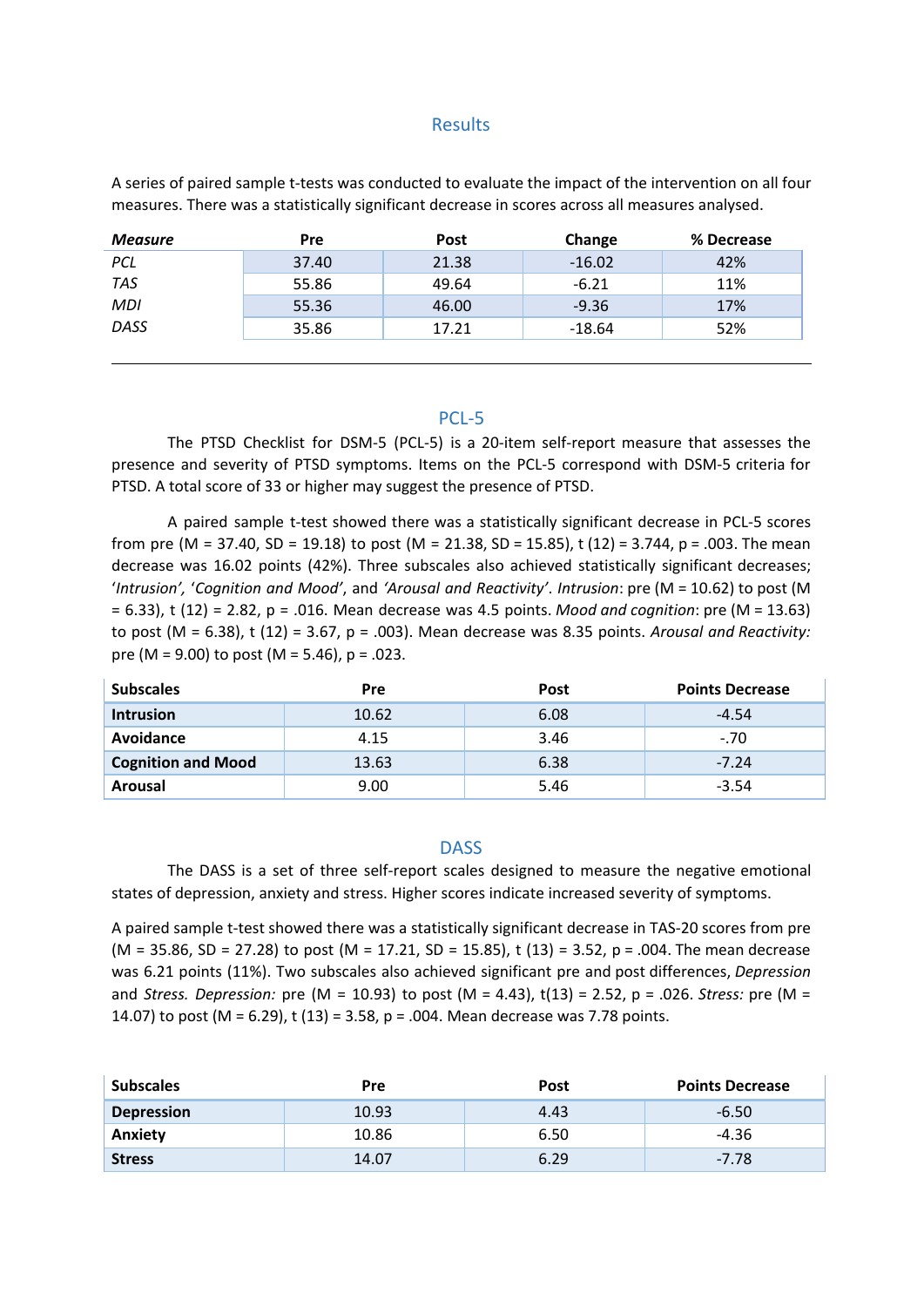## Results

A series of paired sample t-tests was conducted to evaluate the impact of the intervention on all four measures. There was a statistically significant decrease in scores across all measures analysed.

| *Measure* | Pre | Post | Change | % Decrease |
|---|---|---|---|---|
| *PCL* | 37.40 | 21.38 | -16.02 | 42% |
| *TAS* | 55.86 | 49.64 | -6.21 | 11% |
| *MDI* | 55.36 | 46.00 | -9.36 | 17% |
| *DASS* | 35.86 | 17.21 | -18.64 | 52% |

## PCL-5

The PTSD Checklist for DSM-5 (PCL-5) is a 20-item self-report measure that assesses the presence and severity of PTSD symptoms. Items on the PCL-5 correspond with DSM-5 criteria for PTSD. A total score of 33 or higher may suggest the presence of PTSD.

A paired sample t-test showed there was a statistically significant decrease in PCL-5 scores from pre (M = 37.40, SD = 19.18) to post (M = 21.38, SD = 15.85), t (12) = 3.744, p = .003. The mean decrease was 16.02 points (42%). Three subscales also achieved statistically significant decreases; '*Intrusion*', '*Cognition and Mood*', and *'Arousal and Reactivity'*. *Intrusion*: pre (M = 10.62) to post (M = 6.33), t (12) = 2.82, p = .016. Mean decrease was 4.5 points. *Mood and cognition*: pre (M = 13.63) to post (M = 6.38), t (12) = 3.67, p = .003). Mean decrease was 8.35 points. *Arousal and Reactivity:* pre (M = 9.00) to post (M = 5.46), p = .023.

| Subscales | Pre | Post | Points Decrease |
|---|---|---|---|
| **Intrusion** | 10.62 | 6.08 | -4.54 |
| **Avoidance** | 4.15 | 3.46 | -.70 |
| **Cognition and Mood** | 13.63 | 6.38 | -7.24 |
| **Arousal** | 9.00 | 5.46 | -3.54 |

## DASS

The DASS is a set of three self-report scales designed to measure the negative emotional states of depression, anxiety and stress. Higher scores indicate increased severity of symptoms.

A paired sample t-test showed there was a statistically significant decrease in TAS-20 scores from pre (M = 35.86, SD = 27.28) to post (M = 17.21, SD = 15.85), t (13) = 3.52, p = .004. The mean decrease was 6.21 points (11%). Two subscales also achieved significant pre and post differences, *Depression* and *Stress. Depression:* pre (M = 10.93) to post (M = 4.43), t(13) = 2.52, p = .026. *Stress:* pre (M = 14.07) to post (M = 6.29), t (13) = 3.58, p = .004. Mean decrease was 7.78 points.

| Subscales | Pre | Post | Points Decrease |
|---|---|---|---|
| **Depression** | 10.93 | 4.43 | -6.50 |
| **Anxiety** | 10.86 | 6.50 | -4.36 |
| **Stress** | 14.07 | 6.29 | -7.78 |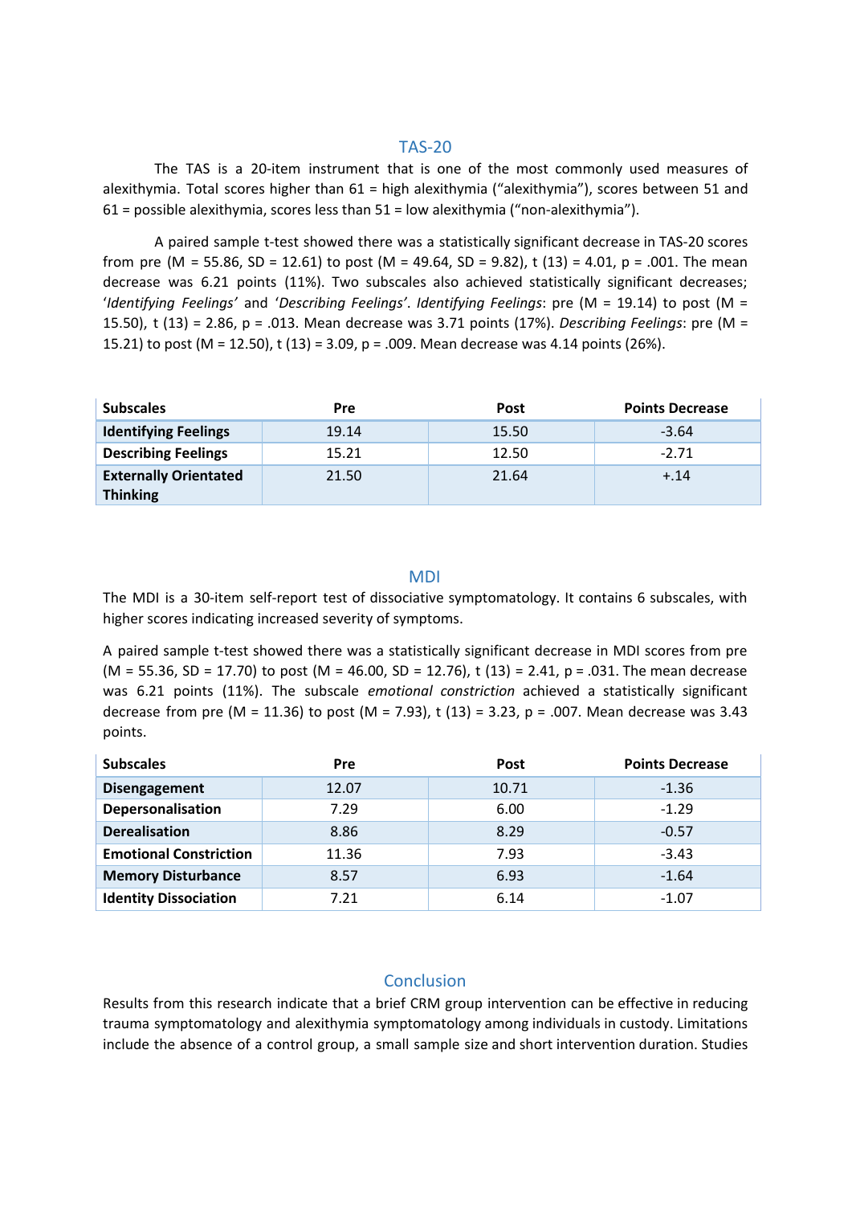## TAS-20

The TAS is a 20-item instrument that is one of the most commonly used measures of alexithymia. Total scores higher than 61 = high alexithymia ("alexithymia"), scores between 51 and 61 = possible alexithymia, scores less than 51 = low alexithymia ("non-alexithymia").

A paired sample t-test showed there was a statistically significant decrease in TAS-20 scores from pre (M = 55.86, SD = 12.61) to post (M = 49.64, SD = 9.82), t (13) = 4.01, p = .001. The mean decrease was 6.21 points (11%). Two subscales also achieved statistically significant decreases; '*Identifying Feelings*' and '*Describing Feelings*'. *Identifying Feelings*: pre (M = 19.14) to post (M = 15.50), t (13) = 2.86, p = .013. Mean decrease was 3.71 points (17%). *Describing Feelings*: pre (M = 15.21) to post (M = 12.50), t (13) = 3.09, p = .009. Mean decrease was 4.14 points (26%).

| Subscales | Pre | Post | Points Decrease |
|---|---|---|---|
| **Identifying Feelings** | 19.14 | 15.50 | -3.64 |
| **Describing Feelings** | 15.21 | 12.50 | -2.71 |
| **Externally Orientated Thinking** | 21.50 | 21.64 | +.14 |

## MDI

The MDI is a 30-item self-report test of dissociative symptomatology. It contains 6 subscales, with higher scores indicating increased severity of symptoms.

A paired sample t-test showed there was a statistically significant decrease in MDI scores from pre (M = 55.36, SD = 17.70) to post (M = 46.00, SD = 12.76), t (13) = 2.41, p = .031. The mean decrease was 6.21 points (11%). The subscale *emotional constriction* achieved a statistically significant decrease from pre (M = 11.36) to post (M = 7.93), t (13) = 3.23, p = .007. Mean decrease was 3.43 points.

| Subscales | Pre | Post | Points Decrease |
|---|---|---|---|
| **Disengagement** | 12.07 | 10.71 | -1.36 |
| **Depersonalisation** | 7.29 | 6.00 | -1.29 |
| **Derealisation** | 8.86 | 8.29 | -0.57 |
| **Emotional Constriction** | 11.36 | 7.93 | -3.43 |
| **Memory Disturbance** | 8.57 | 6.93 | -1.64 |
| **Identity Dissociation** | 7.21 | 6.14 | -1.07 |

## Conclusion

Results from this research indicate that a brief CRM group intervention can be effective in reducing trauma symptomatology and alexithymia symptomatology among individuals in custody. Limitations include the absence of a control group, a small sample size and short intervention duration. Studies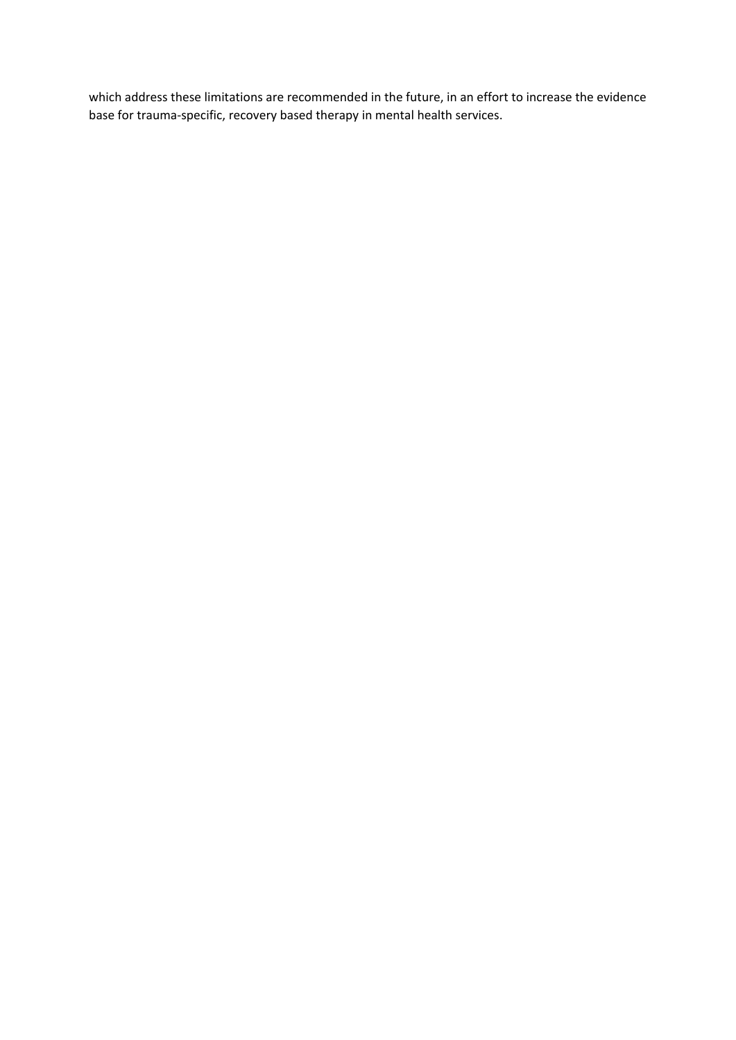which address these limitations are recommended in the future, in an effort to increase the evidence base for trauma-specific, recovery based therapy in mental health services.